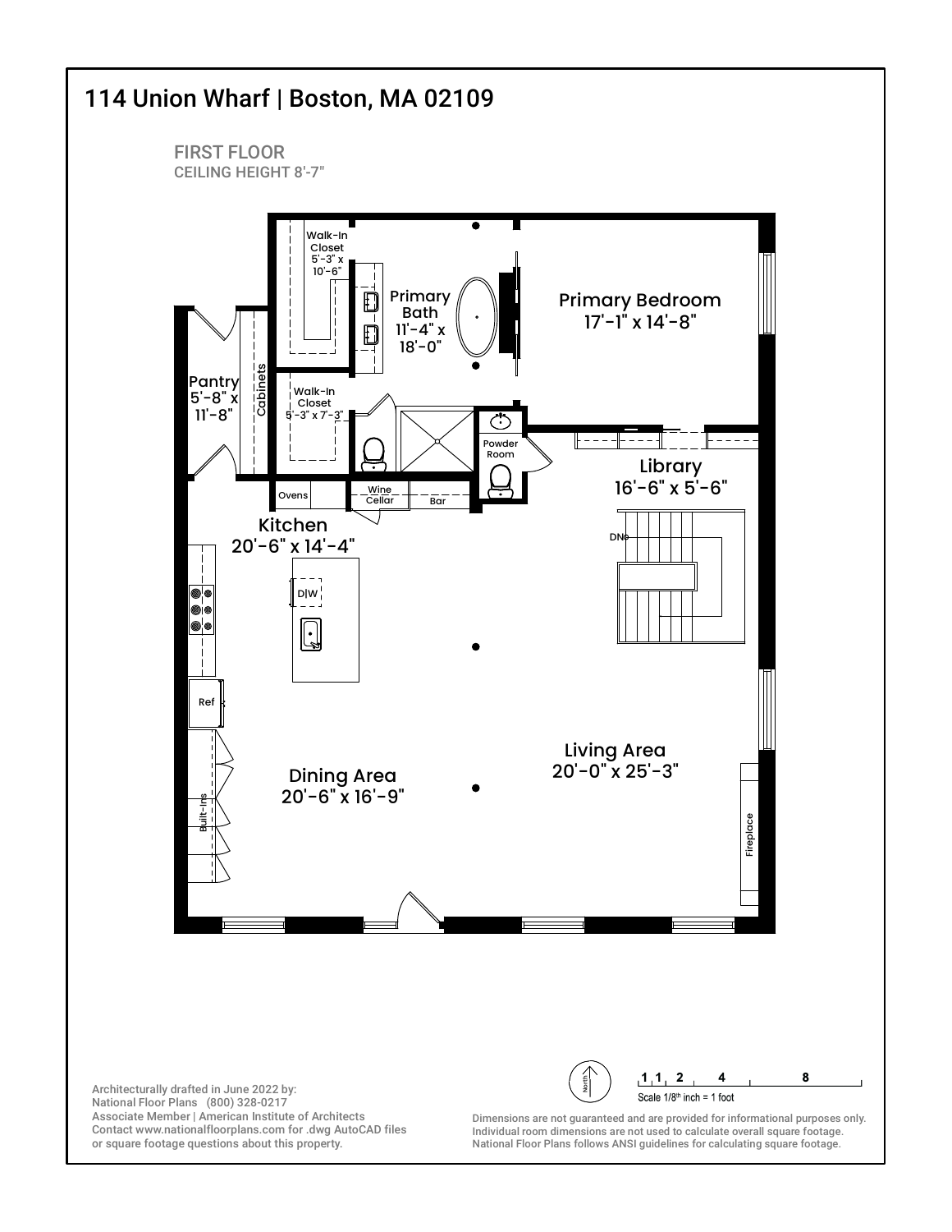# 114 Union Wharf | Boston, MA 02109

FIRST FLOOR
CEILING HEIGHT 8'-7"

Walk-In Closet
5'-3" x 10'-6"

Primary Bath
11'-4" x 18'-0"

Primary Bedroom
17'-1" x 14'-8"

Pantry
5'-8" x 11'-8"

Cabinets

Walk-In Closet
5'-3" x 7'-3"

Powder Room

Library
16'-6" x 5'-6"

Ovens

Wine Cellar

Bar

Kitchen
20'-6" x 14'-4"

DN

D|W

Ref

Living Area
20'-0" x 25'-3"

Dining Area
20'-6" x 16'-9"

Built-Ins

Fireplace

North

1 1 2 4 8
Scale 1/8th inch = 1 foot

Architecturally drafted in June 2022 by:
National Floor Plans (800) 328-0217
Associate Member | American Institute of Architects
Contact www.nationalfloorplans.com for .dwg AutoCAD files or square footage questions about this property.

Dimensions are not guaranteed and are provided for informational purposes only. Individual room dimensions are not used to calculate overall square footage. National Floor Plans follows ANSI guidelines for calculating square footage.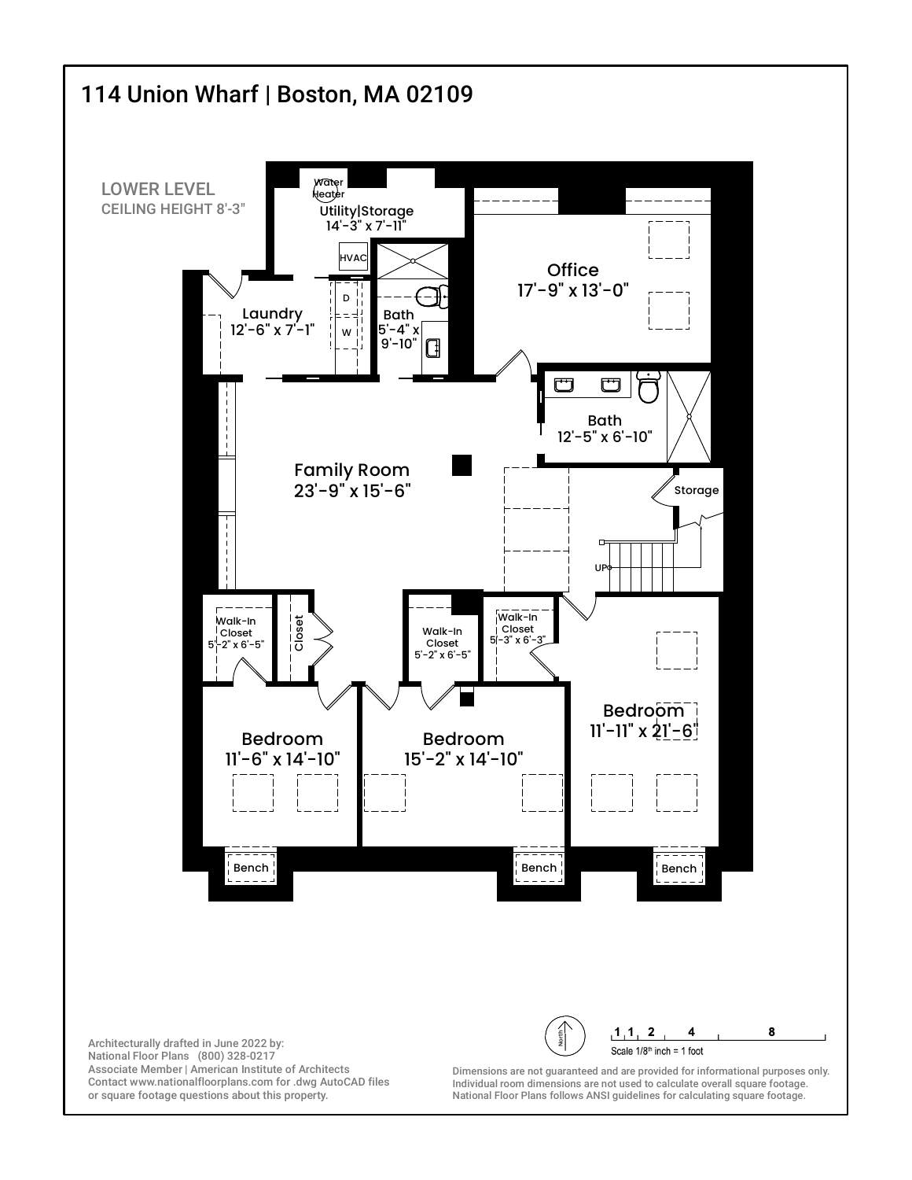# 114 Union Wharf | Boston, MA 02109

LOWER LEVEL
CEILING HEIGHT 8'-3"

Water Heater

Utility|Storage
14'-3" x 7'-11"

HVAC

Office
17'-9" x 13'-0"

Laundry
12'-6" x 7'-1"

D

W

Bath
5'-4" x 9'-10"

Bath
12'-5" x 6'-10"

Family Room
23'-9" x 15'-6"

Storage

UP

Walk-In Closet
5'-2" x 6'-5"

Closet

Walk-In Closet
5'-2" x 6'-5"

Walk-In Closet
5'-3" x 6'-3"

Bedroom
11'-11" x 21'-6"

Bedroom
11'-6" x 14'-10"

Bedroom
15'-2" x 14'-10"

Bench

Bench

Bench

North

1 1 2 4 8
Scale 1/8th inch = 1 foot

Architecturally drafted in June 2022 by:
National Floor Plans (800) 328-0217
Associate Member | American Institute of Architects
Contact www.nationalfloorplans.com for .dwg AutoCAD files or square footage questions about this property.

Dimensions are not guaranteed and are provided for informational purposes only. Individual room dimensions are not used to calculate overall square footage. National Floor Plans follows ANSI guidelines for calculating square footage.